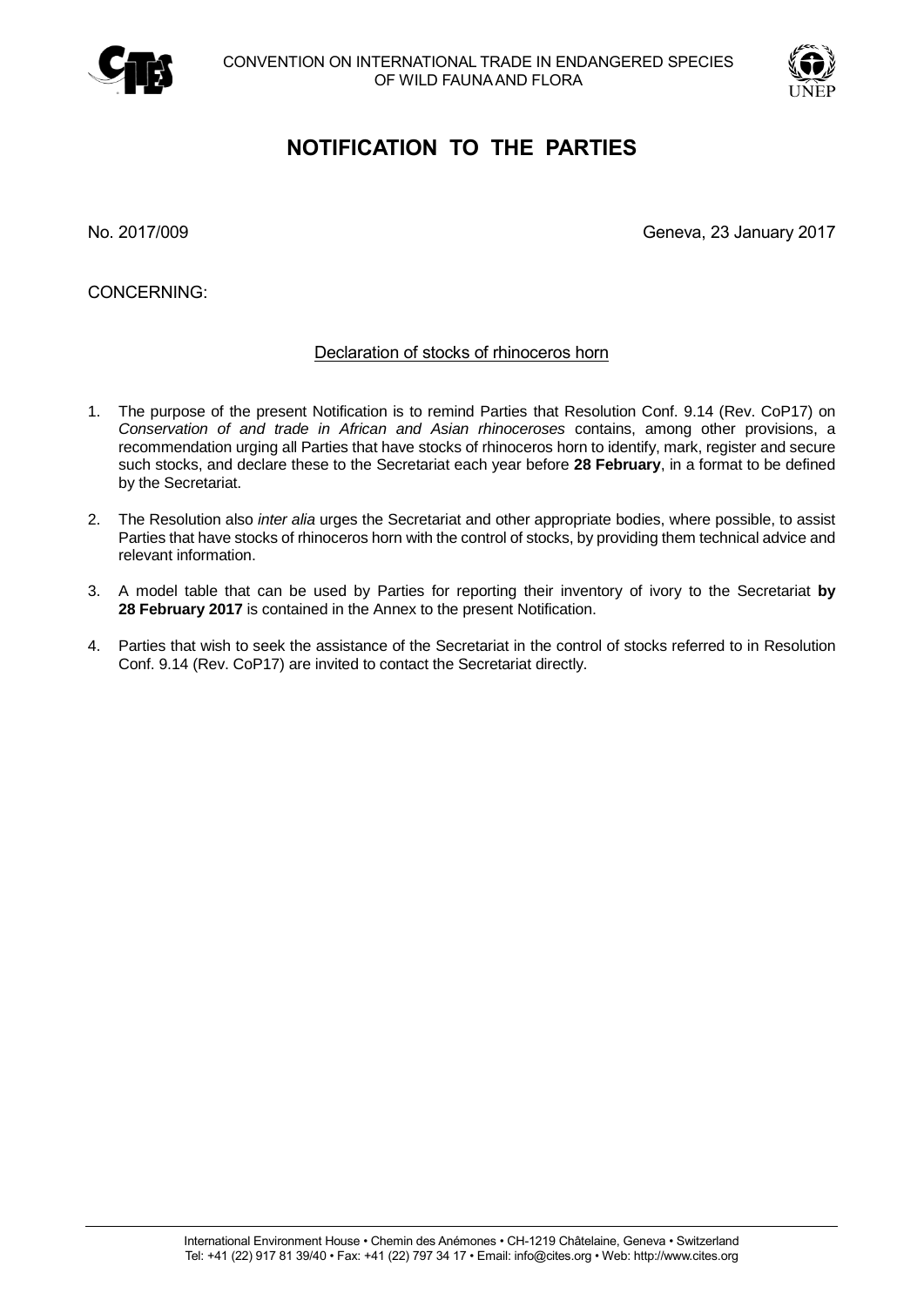CONVENTION ON INTERNATIONAL TRADE IN ENDANGERED SPECIES
OF WILD FAUNA AND FLORA

# NOTIFICATION TO THE PARTIES

No. 2017/009

Geneva, 23 January 2017

CONCERNING:

## Declaration of stocks of rhinoceros horn

1. The purpose of the present Notification is to remind Parties that Resolution Conf. 9.14 (Rev. CoP17) on *Conservation of and trade in African and Asian rhinoceroses* contains, among other provisions, a recommendation urging all Parties that have stocks of rhinoceros horn to identify, mark, register and secure such stocks, and declare these to the Secretariat each year before **28 February**, in a format to be defined by the Secretariat.

2. The Resolution also *inter alia* urges the Secretariat and other appropriate bodies, where possible, to assist Parties that have stocks of rhinoceros horn with the control of stocks, by providing them technical advice and relevant information.

3. A model table that can be used by Parties for reporting their inventory of ivory to the Secretariat **by 28 February 2017** is contained in the Annex to the present Notification.

4. Parties that wish to seek the assistance of the Secretariat in the control of stocks referred to in Resolution Conf. 9.14 (Rev. CoP17) are invited to contact the Secretariat directly.

International Environment House • Chemin des Anémones • CH-1219 Châtelaine, Geneva • Switzerland
Tel: +41 (22) 917 81 39/40 • Fax: +41 (22) 797 34 17 • Email: info@cites.org • Web: http://www.cites.org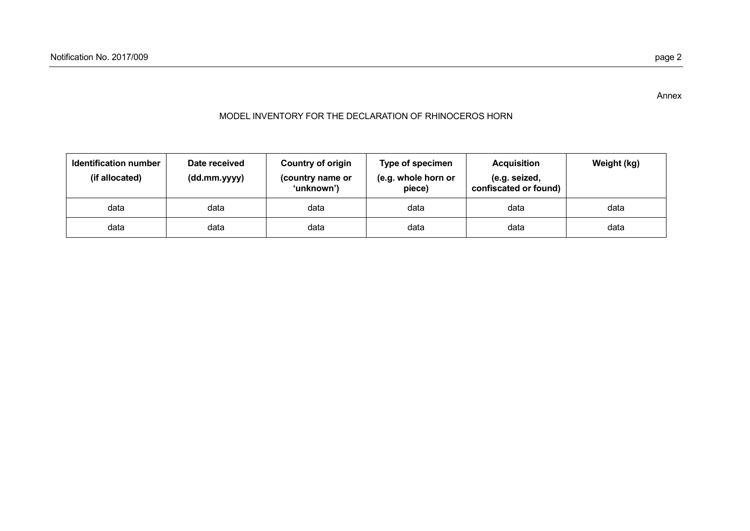Annex

MODEL INVENTORY FOR THE DECLARATION OF RHINOCEROS HORN

| **Identification number (if allocated)** | **Date received (dd.mm.yyyy)** | **Country of origin (country name or 'unknown')** | **Type of specimen (e.g. whole horn or piece)** | **Acquisition (e.g. seized, confiscated or found)** | **Weight (kg)** |
| --- | --- | --- | --- | --- | --- |
| data | data | data | data | data | data |
| data | data | data | data | data | data |